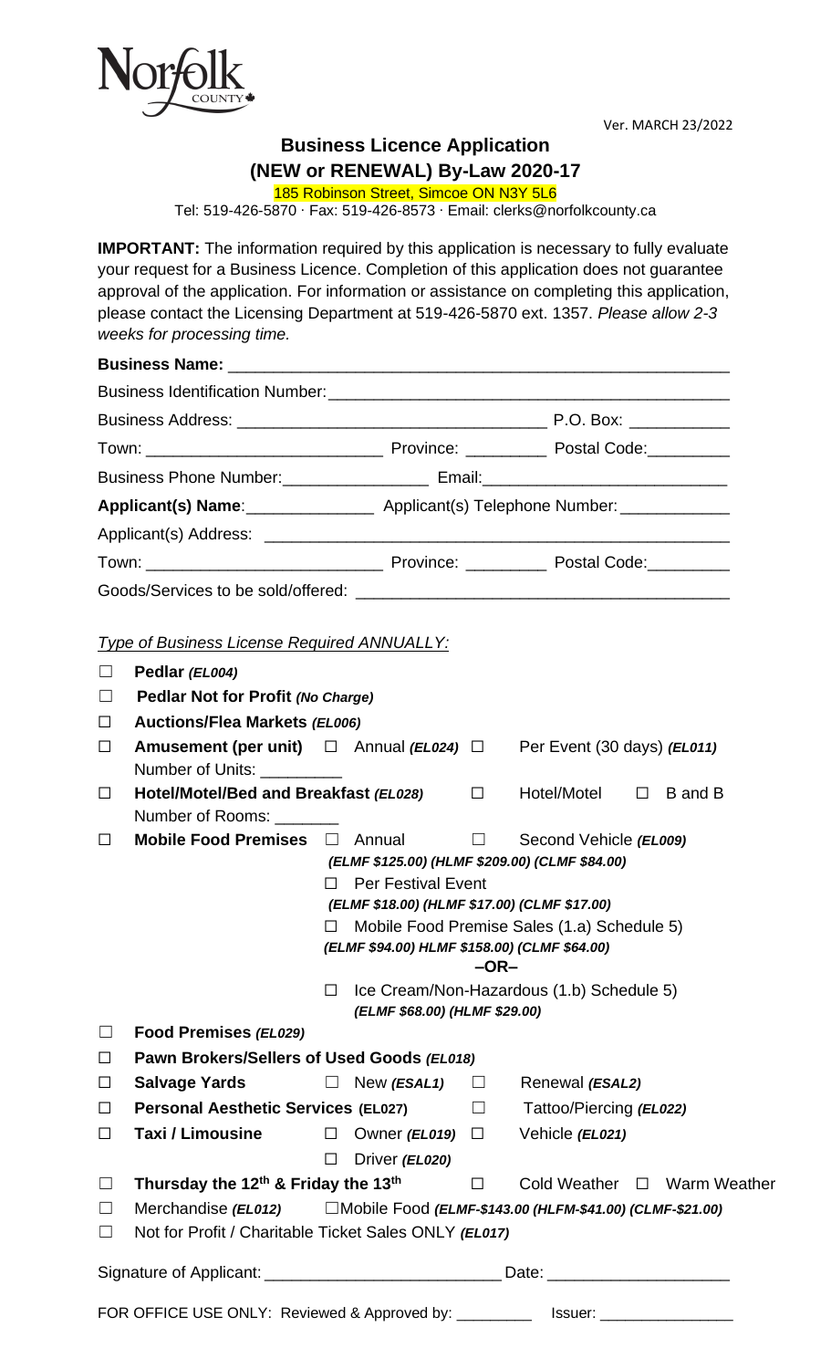Ver. MARCH 23/2022

# Business Licence Application
## (NEW or RENEWAL) By-Law 2020-17

185 Robinson Street, Simcoe ON N3Y 5L6

Tel: 519-426-5870 · Fax: 519-426-8573 · Email: clerks@norfolkcounty.ca

**IMPORTANT:** The information required by this application is necessary to fully evaluate your request for a Business Licence. Completion of this application does not guarantee approval of the application. For information or assistance on completing this application, please contact the Licensing Department at 519-426-5870 ext. 1357. *Please allow 2-3 weeks for processing time.*

**Business Name:** ____________________________________________________

Business Identification Number:_____________________________________________

Business Address: __________________________________ P.O. Box: ___________

Town: __________________________ Province: _________ Postal Code:_________

Business Phone Number:________________ Email:___________________________

**Applicant(s) Name**:______________ Applicant(s) Telephone Number: ____________

Applicant(s) Address: _____________________________________________________

Town: __________________________ Province: _________ Postal Code:_________

Goods/Services to be sold/offered: ________________________________________

*Type of Business License Required ANNUALLY:*

☐ **Pedlar** ***(EL004)***

☐ **Pedlar Not for Profit** ***(No Charge)***

☐ **Auctions/Flea Markets** ***(EL006)***

☐ **Amusement (per unit)** ☐ Annual ***(EL024)*** ☐ Per Event (30 days) ***(EL011)***
Number of Units: _________

☐ **Hotel/Motel/Bed and Breakfast** ***(EL028)*** ☐ Hotel/Motel ☐ B and B
Number of Rooms: _______

☐ **Mobile Food Premises** ☐ Annual ☐ Second Vehicle ***(EL009)***
***(ELMF $125.00) (HLMF $209.00) (CLMF $84.00)***
☐ Per Festival Event
***(ELMF $18.00) (HLMF $17.00) (CLMF $17.00)***
☐ Mobile Food Premise Sales (1.a) Schedule 5)
***(ELMF $94.00) HLMF $158.00) (CLMF $64.00)***
**–OR–**
☐ Ice Cream/Non-Hazardous (1.b) Schedule 5)
***(ELMF $68.00) (HLMF $29.00)***

☐ **Food Premises** ***(EL029)***

☐ **Pawn Brokers/Sellers of Used Goods** ***(EL018)***

☐ **Salvage Yards** ☐ New ***(ESAL1)*** ☐ Renewal ***(ESAL2)***

☐ **Personal Aesthetic Services (EL027)** ☐ Tattoo/Piercing ***(EL022)***

☐ **Taxi / Limousine** ☐ Owner ***(EL019)*** ☐ Vehicle ***(EL021)***
☐ Driver ***(EL020)***

☐ **Thursday the 12th & Friday the 13th** ☐ Cold Weather ☐ Warm Weather

☐ Merchandise ***(EL012)*** ☐Mobile Food ***(ELMF-$143.00 (HLFM-$41.00) (CLMF-$21.00)***

☐ Not for Profit / Charitable Ticket Sales ONLY ***(EL017)***

Signature of Applicant: __________________________ Date: ____________________

FOR OFFICE USE ONLY: Reviewed & Approved by: _________ Issuer: _______________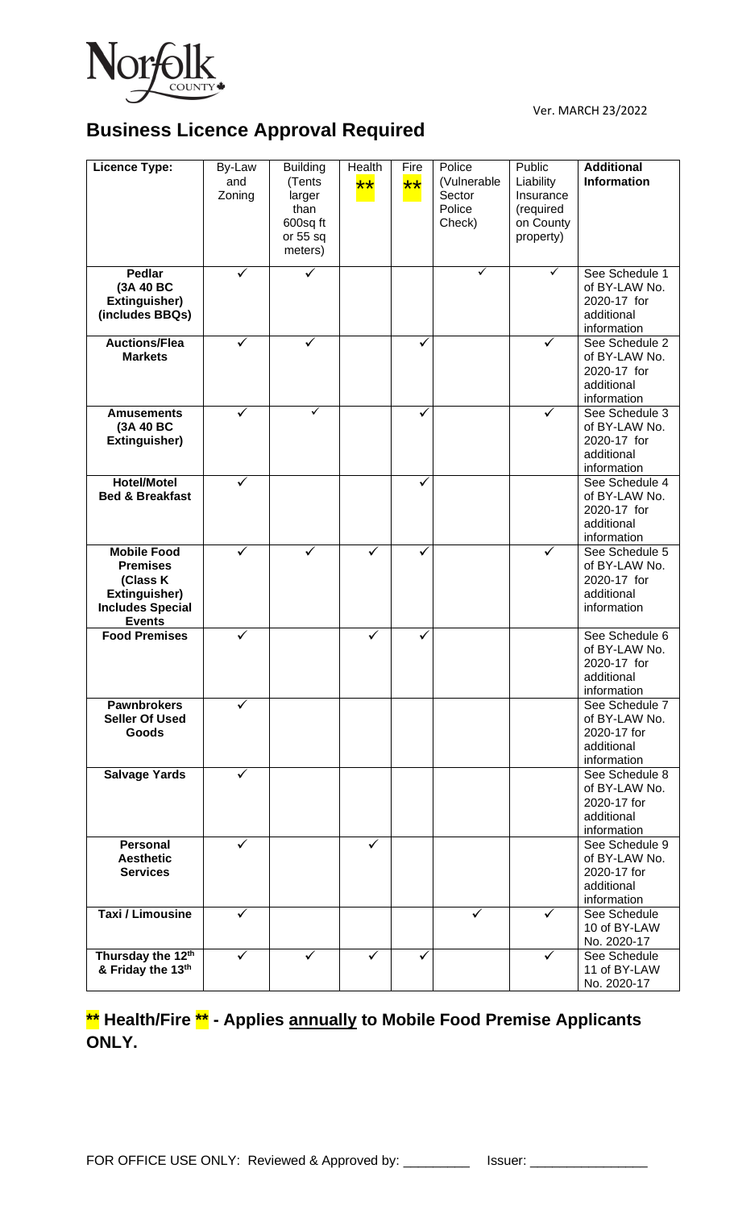Ver. MARCH 23/2022

# Business Licence Approval Required

| Licence Type: | By-Law and Zoning | Building (Tents larger than 600sq ft or 55 sq meters) | Health ** | Fire ** | Police (Vulnerable Sector Police Check) | Public Liability Insurance (required on County property) | Additional Information |
|---|---|---|---|---|---|---|---|
| **Pedlar (3A 40 BC Extinguisher) (includes BBQs)** | ✓ | ✓ | | | ✓ | ✓ | See Schedule 1 of BY-LAW No. 2020-17 for additional information |
| **Auctions/Flea Markets** | ✓ | ✓ | | ✓ | | ✓ | See Schedule 2 of BY-LAW No. 2020-17 for additional information |
| **Amusements (3A 40 BC Extinguisher)** | ✓ | ✓ | | ✓ | | ✓ | See Schedule 3 of BY-LAW No. 2020-17 for additional information |
| **Hotel/Motel Bed & Breakfast** | ✓ | | | ✓ | | | See Schedule 4 of BY-LAW No. 2020-17 for additional information |
| **Mobile Food Premises (Class K Extinguisher) Includes Special Events** | ✓ | ✓ | ✓ | ✓ | | ✓ | See Schedule 5 of BY-LAW No. 2020-17 for additional information |
| **Food Premises** | ✓ | | ✓ | ✓ | | | See Schedule 6 of BY-LAW No. 2020-17 for additional information |
| **Pawnbrokers Seller Of Used Goods** | ✓ | | | | | | See Schedule 7 of BY-LAW No. 2020-17 for additional information |
| **Salvage Yards** | ✓ | | | | | | See Schedule 8 of BY-LAW No. 2020-17 for additional information |
| **Personal Aesthetic Services** | ✓ | | ✓ | | | | See Schedule 9 of BY-LAW No. 2020-17 for additional information |
| **Taxi / Limousine** | ✓ | | | | ✓ | ✓ | See Schedule 10 of BY-LAW No. 2020-17 |
| **Thursday the 12th & Friday the 13th** | ✓ | ✓ | ✓ | ✓ | | ✓ | See Schedule 11 of BY-LAW No. 2020-17 |

**** Health/Fire ** - Applies <u>annually</u> to Mobile Food Premise Applicants ONLY.**

FOR OFFICE USE ONLY: Reviewed & Approved by: _________ Issuer: ________________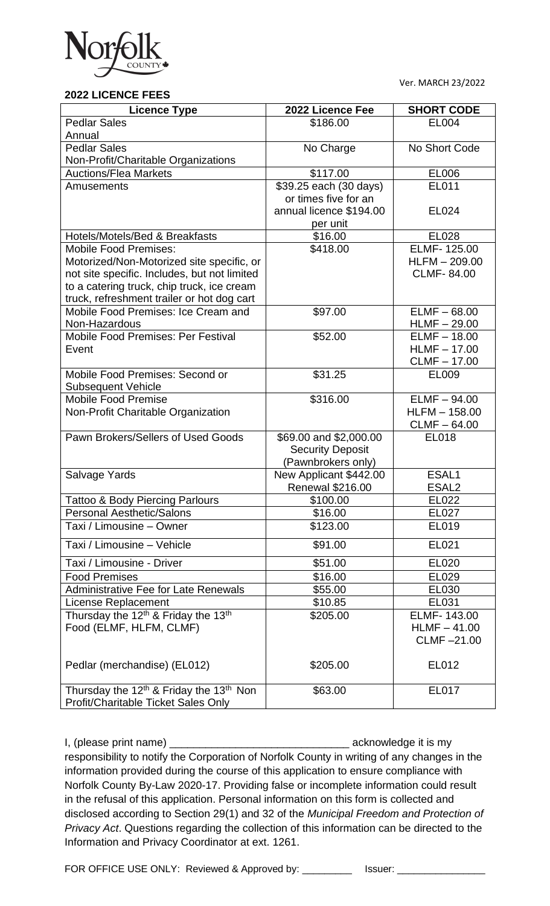Ver. MARCH 23/2022

**2022 LICENCE FEES**

| Licence Type | 2022 Licence Fee | SHORT CODE |
|---|---|---|
| Pedlar Sales Annual | $186.00 | EL004 |
| Pedlar Sales Non-Profit/Charitable Organizations | No Charge | No Short Code |
| Auctions/Flea Markets | $117.00 | EL006 |
| Amusements | $39.25 each (30 days) or times five for an annual licence $194.00 per unit | EL011<br>EL024 |
| Hotels/Motels/Bed & Breakfasts | $16.00 | EL028 |
| Mobile Food Premises: Motorized/Non-Motorized site specific, or not site specific. Includes, but not limited to a catering truck, chip truck, ice cream truck, refreshment trailer or hot dog cart | $418.00 | ELMF- 125.00<br>HLFM – 209.00<br>CLMF- 84.00 |
| Mobile Food Premises: Ice Cream and Non-Hazardous | $97.00 | ELMF – 68.00<br>HLMF – 29.00 |
| Mobile Food Premises: Per Festival Event | $52.00 | ELMF – 18.00<br>HLMF – 17.00<br>CLMF – 17.00 |
| Mobile Food Premises: Second or Subsequent Vehicle | $31.25 | EL009 |
| Mobile Food Premise Non-Profit Charitable Organization | $316.00 | ELMF – 94.00<br>HLFM – 158.00<br>CLMF – 64.00 |
| Pawn Brokers/Sellers of Used Goods | $69.00 and $2,000.00 Security Deposit (Pawnbrokers only) | EL018 |
| Salvage Yards | New Applicant $442.00<br>Renewal $216.00 | ESAL1<br>ESAL2 |
| Tattoo & Body Piercing Parlours | $100.00 | EL022 |
| Personal Aesthetic/Salons | $16.00 | EL027 |
| Taxi / Limousine – Owner | $123.00 | EL019 |
| Taxi / Limousine – Vehicle | $91.00 | EL021 |
| Taxi / Limousine - Driver | $51.00 | EL020 |
| Food Premises | $16.00 | EL029 |
| Administrative Fee for Late Renewals | $55.00 | EL030 |
| License Replacement | $10.85 | EL031 |
| Thursday the 12th & Friday the 13th Food (ELMF, HLFM, CLMF) | $205.00 | ELMF- 143.00<br>HLMF – 41.00<br>CLMF –21.00 |
| Pedlar (merchandise) (EL012) | $205.00 | EL012 |
| Thursday the 12th & Friday the 13th Non Profit/Charitable Ticket Sales Only | $63.00 | EL017 |

I, (please print name) ______________________________ acknowledge it is my responsibility to notify the Corporation of Norfolk County in writing of any changes in the information provided during the course of this application to ensure compliance with Norfolk County By-Law 2020-17. Providing false or incomplete information could result in the refusal of this application. Personal information on this form is collected and disclosed according to Section 29(1) and 32 of the *Municipal Freedom and Protection of Privacy Act*. Questions regarding the collection of this information can be directed to the Information and Privacy Coordinator at ext. 1261.

FOR OFFICE USE ONLY: Reviewed & Approved by: _________ Issuer: ________________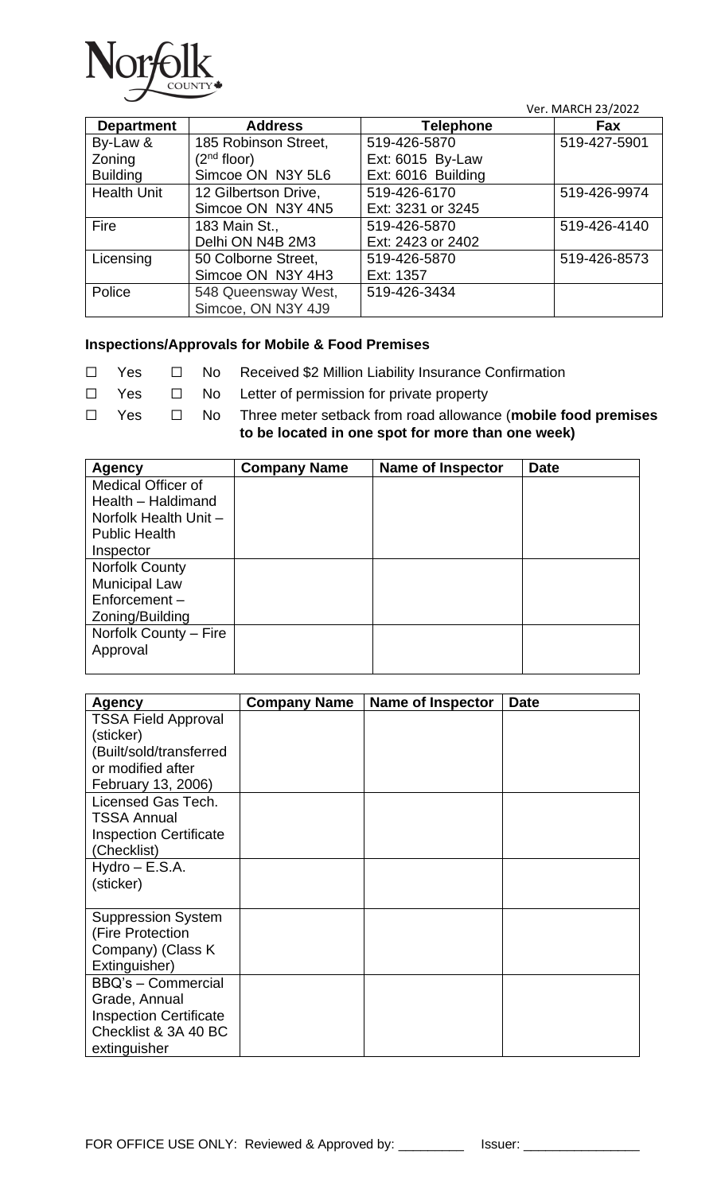Norfolk COUNTY

Ver. MARCH 23/2022

| Department | Address | Telephone | Fax |
|---|---|---|---|
| By-Law & Zoning Building | 185 Robinson Street, (2nd floor) Simcoe ON N3Y 5L6 | 519-426-5870 Ext: 6015 By-Law Ext: 6016 Building | 519-427-5901 |
| Health Unit | 12 Gilbertson Drive, Simcoe ON N3Y 4N5 | 519-426-6170 Ext: 3231 or 3245 | 519-426-9974 |
| Fire | 183 Main St., Delhi ON N4B 2M3 | 519-426-5870 Ext: 2423 or 2402 | 519-426-4140 |
| Licensing | 50 Colborne Street, Simcoe ON N3Y 4H3 | 519-426-5870 Ext: 1357 | 519-426-8573 |
| Police | 548 Queensway West, Simcoe, ON N3Y 4J9 | 519-426-3434 | |

**Inspections/Approvals for Mobile & Food Premises**

☐ Yes ☐ No Received $2 Million Liability Insurance Confirmation

☐ Yes ☐ No Letter of permission for private property

☐ Yes ☐ No Three meter setback from road allowance (**mobile food premises to be located in one spot for more than one week)**

| Agency | Company Name | Name of Inspector | Date |
|---|---|---|---|
| Medical Officer of Health – Haldimand Norfolk Health Unit – Public Health Inspector | | | |
| Norfolk County Municipal Law Enforcement – Zoning/Building | | | |
| Norfolk County – Fire Approval | | | |

| Agency | Company Name | Name of Inspector | Date |
|---|---|---|---|
| TSSA Field Approval (sticker) (Built/sold/transferred or modified after February 13, 2006) | | | |
| Licensed Gas Tech. TSSA Annual Inspection Certificate (Checklist) | | | |
| Hydro – E.S.A. (sticker) | | | |
| Suppression System (Fire Protection Company) (Class K Extinguisher) | | | |
| BBQ's – Commercial Grade, Annual Inspection Certificate Checklist & 3A 40 BC extinguisher | | | |

FOR OFFICE USE ONLY: Reviewed & Approved by: _________ Issuer: ________________